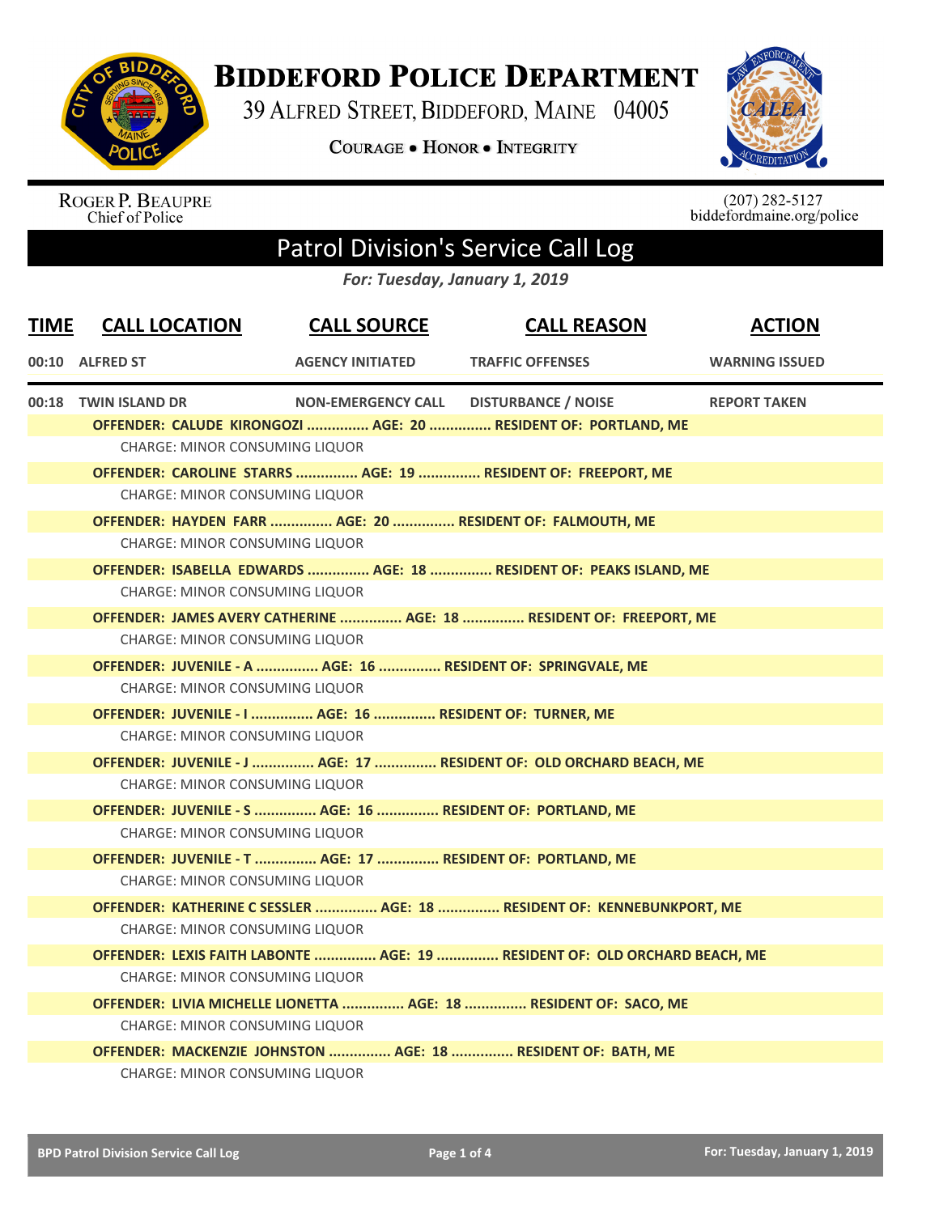# BIDDEFORD POLICE DEPARTMENT

39 ALFRED STREET, BIDDEFORD, MAINE 04005

COURAGE • HONOR • INTEGRITY

ROGER P. BEAUPRE
Chief of Police

(207) 282-5127
biddefordmaine.org/police

## Patrol Division's Service Call Log

*For: Tuesday, January 1, 2019*

| TIME | CALL LOCATION | CALL SOURCE | CALL REASON | ACTION |
|---|---|---|---|---|
| 00:10 | ALFRED ST | AGENCY INITIATED | TRAFFIC OFFENSES | WARNING ISSUED |
| 00:18 | TWIN ISLAND DR | NON-EMERGENCY CALL | DISTURBANCE / NOISE | REPORT TAKEN |

**OFFENDER: CALUDE KIRONGOZI ............... AGE: 20 ............... RESIDENT OF: PORTLAND, ME**
CHARGE: MINOR CONSUMING LIQUOR

**OFFENDER: CAROLINE STARRS ............... AGE: 19 ............... RESIDENT OF: FREEPORT, ME**
CHARGE: MINOR CONSUMING LIQUOR

**OFFENDER: HAYDEN FARR ............... AGE: 20 ............... RESIDENT OF: FALMOUTH, ME**
CHARGE: MINOR CONSUMING LIQUOR

**OFFENDER: ISABELLA EDWARDS ............... AGE: 18 ............... RESIDENT OF: PEAKS ISLAND, ME**
CHARGE: MINOR CONSUMING LIQUOR

**OFFENDER: JAMES AVERY CATHERINE ............... AGE: 18 ............... RESIDENT OF: FREEPORT, ME**
CHARGE: MINOR CONSUMING LIQUOR

**OFFENDER: JUVENILE - A ............... AGE: 16 ............... RESIDENT OF: SPRINGVALE, ME**
CHARGE: MINOR CONSUMING LIQUOR

**OFFENDER: JUVENILE - I ............... AGE: 16 ............... RESIDENT OF: TURNER, ME**
CHARGE: MINOR CONSUMING LIQUOR

**OFFENDER: JUVENILE - J ............... AGE: 17 ............... RESIDENT OF: OLD ORCHARD BEACH, ME**
CHARGE: MINOR CONSUMING LIQUOR

**OFFENDER: JUVENILE - S ............... AGE: 16 ............... RESIDENT OF: PORTLAND, ME**
CHARGE: MINOR CONSUMING LIQUOR

**OFFENDER: JUVENILE - T ............... AGE: 17 ............... RESIDENT OF: PORTLAND, ME**
CHARGE: MINOR CONSUMING LIQUOR

**OFFENDER: KATHERINE C SESSLER ............... AGE: 18 ............... RESIDENT OF: KENNEBUNKPORT, ME**
CHARGE: MINOR CONSUMING LIQUOR

**OFFENDER: LEXIS FAITH LABONTE ............... AGE: 19 ............... RESIDENT OF: OLD ORCHARD BEACH, ME**
CHARGE: MINOR CONSUMING LIQUOR

**OFFENDER: LIVIA MICHELLE LIONETTA ............... AGE: 18 ............... RESIDENT OF: SACO, ME**
CHARGE: MINOR CONSUMING LIQUOR

**OFFENDER: MACKENZIE JOHNSTON ............... AGE: 18 ............... RESIDENT OF: BATH, ME**
CHARGE: MINOR CONSUMING LIQUOR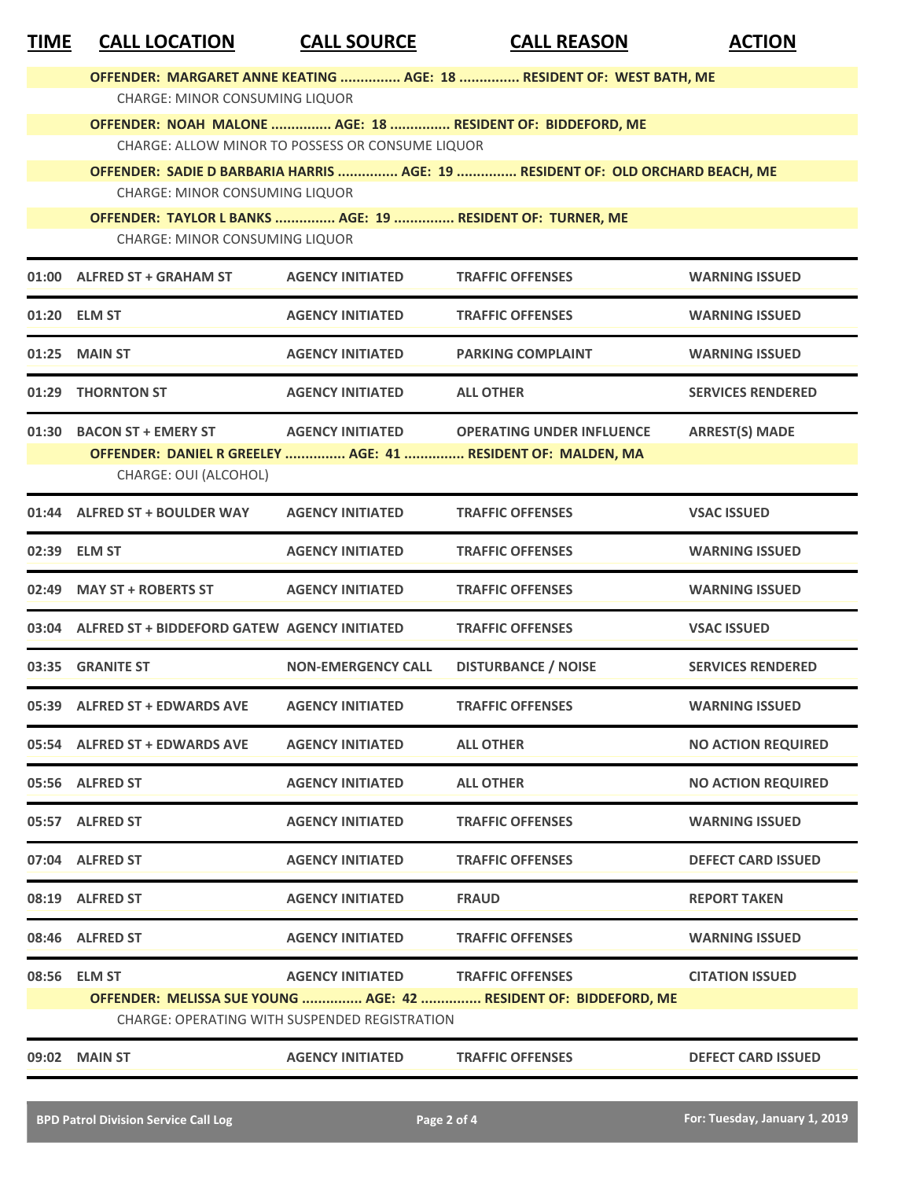| TIME | CALL LOCATION | CALL SOURCE | CALL REASON | ACTION |
|---|---|---|---|---|
| | OFFENDER: MARGARET ANNE KEATING ............... AGE: 18 ............... RESIDENT OF: WEST BATH, ME | | | |
| | CHARGE: MINOR CONSUMING LIQUOR | | | |
| | OFFENDER: NOAH MALONE ............... AGE: 18 ............... RESIDENT OF: BIDDEFORD, ME | | | |
| | CHARGE: ALLOW MINOR TO POSSESS OR CONSUME LIQUOR | | | |
| | OFFENDER: SADIE D BARBARIA HARRIS ............... AGE: 19 ............... RESIDENT OF: OLD ORCHARD BEACH, ME | | | |
| | CHARGE: MINOR CONSUMING LIQUOR | | | |
| | OFFENDER: TAYLOR L BANKS ............... AGE: 19 ............... RESIDENT OF: TURNER, ME | | | |
| | CHARGE: MINOR CONSUMING LIQUOR | | | |
| 01:00 | ALFRED ST + GRAHAM ST | AGENCY INITIATED | TRAFFIC OFFENSES | WARNING ISSUED |
| 01:20 | ELM ST | AGENCY INITIATED | TRAFFIC OFFENSES | WARNING ISSUED |
| 01:25 | MAIN ST | AGENCY INITIATED | PARKING COMPLAINT | WARNING ISSUED |
| 01:29 | THORNTON ST | AGENCY INITIATED | ALL OTHER | SERVICES RENDERED |
| 01:30 | BACON ST + EMERY ST | AGENCY INITIATED | OPERATING UNDER INFLUENCE | ARREST(S) MADE |
| | OFFENDER: DANIEL R GREELEY ............... AGE: 41 ............... RESIDENT OF: MALDEN, MA | | | |
| | CHARGE: OUI (ALCOHOL) | | | |
| 01:44 | ALFRED ST + BOULDER WAY | AGENCY INITIATED | TRAFFIC OFFENSES | VSAC ISSUED |
| 02:39 | ELM ST | AGENCY INITIATED | TRAFFIC OFFENSES | WARNING ISSUED |
| 02:49 | MAY ST + ROBERTS ST | AGENCY INITIATED | TRAFFIC OFFENSES | WARNING ISSUED |
| 03:04 | ALFRED ST + BIDDEFORD GATEW | AGENCY INITIATED | TRAFFIC OFFENSES | VSAC ISSUED |
| 03:35 | GRANITE ST | NON-EMERGENCY CALL | DISTURBANCE / NOISE | SERVICES RENDERED |
| 05:39 | ALFRED ST + EDWARDS AVE | AGENCY INITIATED | TRAFFIC OFFENSES | WARNING ISSUED |
| 05:54 | ALFRED ST + EDWARDS AVE | AGENCY INITIATED | ALL OTHER | NO ACTION REQUIRED |
| 05:56 | ALFRED ST | AGENCY INITIATED | ALL OTHER | NO ACTION REQUIRED |
| 05:57 | ALFRED ST | AGENCY INITIATED | TRAFFIC OFFENSES | WARNING ISSUED |
| 07:04 | ALFRED ST | AGENCY INITIATED | TRAFFIC OFFENSES | DEFECT CARD ISSUED |
| 08:19 | ALFRED ST | AGENCY INITIATED | FRAUD | REPORT TAKEN |
| 08:46 | ALFRED ST | AGENCY INITIATED | TRAFFIC OFFENSES | WARNING ISSUED |
| 08:56 | ELM ST | AGENCY INITIATED | TRAFFIC OFFENSES | CITATION ISSUED |
| | OFFENDER: MELISSA SUE YOUNG ............... AGE: 42 ............... RESIDENT OF: BIDDEFORD, ME | | | |
| | CHARGE: OPERATING WITH SUSPENDED REGISTRATION | | | |
| 09:02 | MAIN ST | AGENCY INITIATED | TRAFFIC OFFENSES | DEFECT CARD ISSUED |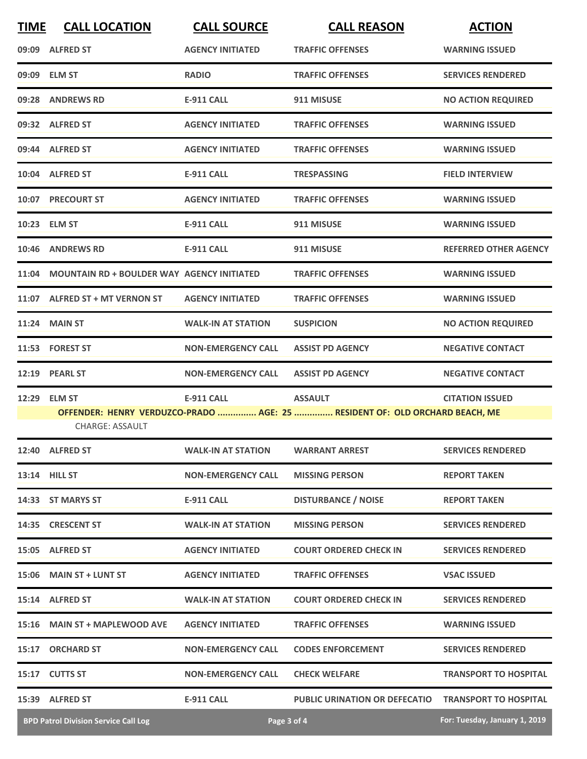| TIME | CALL LOCATION | CALL SOURCE | CALL REASON | ACTION |
|---|---|---|---|---|
| 09:09 | ALFRED ST | AGENCY INITIATED | TRAFFIC OFFENSES | WARNING ISSUED |
| 09:09 | ELM ST | RADIO | TRAFFIC OFFENSES | SERVICES RENDERED |
| 09:28 | ANDREWS RD | E-911 CALL | 911 MISUSE | NO ACTION REQUIRED |
| 09:32 | ALFRED ST | AGENCY INITIATED | TRAFFIC OFFENSES | WARNING ISSUED |
| 09:44 | ALFRED ST | AGENCY INITIATED | TRAFFIC OFFENSES | WARNING ISSUED |
| 10:04 | ALFRED ST | E-911 CALL | TRESPASSING | FIELD INTERVIEW |
| 10:07 | PRECOURT ST | AGENCY INITIATED | TRAFFIC OFFENSES | WARNING ISSUED |
| 10:23 | ELM ST | E-911 CALL | 911 MISUSE | WARNING ISSUED |
| 10:46 | ANDREWS RD | E-911 CALL | 911 MISUSE | REFERRED OTHER AGENCY |
| 11:04 | MOUNTAIN RD + BOULDER WAY | AGENCY INITIATED | TRAFFIC OFFENSES | WARNING ISSUED |
| 11:07 | ALFRED ST + MT VERNON ST | AGENCY INITIATED | TRAFFIC OFFENSES | WARNING ISSUED |
| 11:24 | MAIN ST | WALK-IN AT STATION | SUSPICION | NO ACTION REQUIRED |
| 11:53 | FOREST ST | NON-EMERGENCY CALL | ASSIST PD AGENCY | NEGATIVE CONTACT |
| 12:19 | PEARL ST | NON-EMERGENCY CALL | ASSIST PD AGENCY | NEGATIVE CONTACT |
| 12:29 | ELM ST | E-911 CALL | ASSAULT | CITATION ISSUED |
| | OFFENDER: HENRY VERDUZCO-PRADO ............... AGE: 25 ............... RESIDENT OF: OLD ORCHARD BEACH, ME | | | |
| | CHARGE: ASSAULT | | | |
| 12:40 | ALFRED ST | WALK-IN AT STATION | WARRANT ARREST | SERVICES RENDERED |
| 13:14 | HILL ST | NON-EMERGENCY CALL | MISSING PERSON | REPORT TAKEN |
| 14:33 | ST MARYS ST | E-911 CALL | DISTURBANCE / NOISE | REPORT TAKEN |
| 14:35 | CRESCENT ST | WALK-IN AT STATION | MISSING PERSON | SERVICES RENDERED |
| 15:05 | ALFRED ST | AGENCY INITIATED | COURT ORDERED CHECK IN | SERVICES RENDERED |
| 15:06 | MAIN ST + LUNT ST | AGENCY INITIATED | TRAFFIC OFFENSES | VSAC ISSUED |
| 15:14 | ALFRED ST | WALK-IN AT STATION | COURT ORDERED CHECK IN | SERVICES RENDERED |
| 15:16 | MAIN ST + MAPLEWOOD AVE | AGENCY INITIATED | TRAFFIC OFFENSES | WARNING ISSUED |
| 15:17 | ORCHARD ST | NON-EMERGENCY CALL | CODES ENFORCEMENT | SERVICES RENDERED |
| 15:17 | CUTTS ST | NON-EMERGENCY CALL | CHECK WELFARE | TRANSPORT TO HOSPITAL |
| 15:39 | ALFRED ST | E-911 CALL | PUBLIC URINATION OR DEFECATIO | TRANSPORT TO HOSPITAL |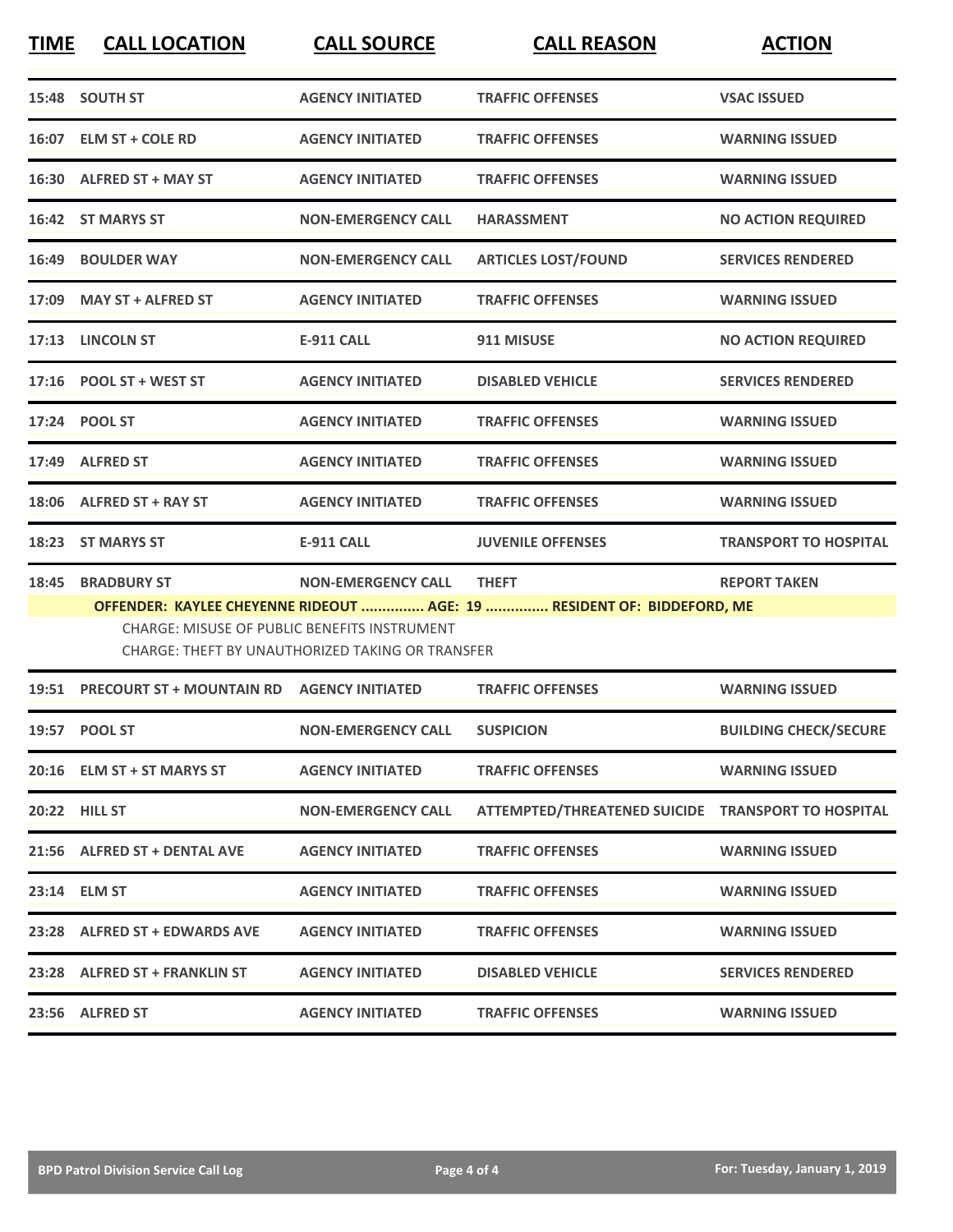| TIME | CALL LOCATION | CALL SOURCE | CALL REASON | ACTION |
| --- | --- | --- | --- | --- |
| 15:48 | SOUTH ST | AGENCY INITIATED | TRAFFIC OFFENSES | VSAC ISSUED |
| 16:07 | ELM ST + COLE RD | AGENCY INITIATED | TRAFFIC OFFENSES | WARNING ISSUED |
| 16:30 | ALFRED ST + MAY ST | AGENCY INITIATED | TRAFFIC OFFENSES | WARNING ISSUED |
| 16:42 | ST MARYS ST | NON-EMERGENCY CALL | HARASSMENT | NO ACTION REQUIRED |
| 16:49 | BOULDER WAY | NON-EMERGENCY CALL | ARTICLES LOST/FOUND | SERVICES RENDERED |
| 17:09 | MAY ST + ALFRED ST | AGENCY INITIATED | TRAFFIC OFFENSES | WARNING ISSUED |
| 17:13 | LINCOLN ST | E-911 CALL | 911 MISUSE | NO ACTION REQUIRED |
| 17:16 | POOL ST + WEST ST | AGENCY INITIATED | DISABLED VEHICLE | SERVICES RENDERED |
| 17:24 | POOL ST | AGENCY INITIATED | TRAFFIC OFFENSES | WARNING ISSUED |
| 17:49 | ALFRED ST | AGENCY INITIATED | TRAFFIC OFFENSES | WARNING ISSUED |
| 18:06 | ALFRED ST + RAY ST | AGENCY INITIATED | TRAFFIC OFFENSES | WARNING ISSUED |
| 18:23 | ST MARYS ST | E-911 CALL | JUVENILE OFFENSES | TRANSPORT TO HOSPITAL |
| 18:45 | BRADBURY ST | NON-EMERGENCY CALL | THEFT | REPORT TAKEN |
| | **OFFENDER: KAYLEE CHEYENNE RIDEOUT ............... AGE: 19 ............... RESIDENT OF: BIDDEFORD, ME**<br>CHARGE: MISUSE OF PUBLIC BENEFITS INSTRUMENT<br>CHARGE: THEFT BY UNAUTHORIZED TAKING OR TRANSFER | | | |
| 19:51 | PRECOURT ST + MOUNTAIN RD | AGENCY INITIATED | TRAFFIC OFFENSES | WARNING ISSUED |
| 19:57 | POOL ST | NON-EMERGENCY CALL | SUSPICION | BUILDING CHECK/SECURE |
| 20:16 | ELM ST + ST MARYS ST | AGENCY INITIATED | TRAFFIC OFFENSES | WARNING ISSUED |
| 20:22 | HILL ST | NON-EMERGENCY CALL | ATTEMPTED/THREATENED SUICIDE | TRANSPORT TO HOSPITAL |
| 21:56 | ALFRED ST + DENTAL AVE | AGENCY INITIATED | TRAFFIC OFFENSES | WARNING ISSUED |
| 23:14 | ELM ST | AGENCY INITIATED | TRAFFIC OFFENSES | WARNING ISSUED |
| 23:28 | ALFRED ST + EDWARDS AVE | AGENCY INITIATED | TRAFFIC OFFENSES | WARNING ISSUED |
| 23:28 | ALFRED ST + FRANKLIN ST | AGENCY INITIATED | DISABLED VEHICLE | SERVICES RENDERED |
| 23:56 | ALFRED ST | AGENCY INITIATED | TRAFFIC OFFENSES | WARNING ISSUED |